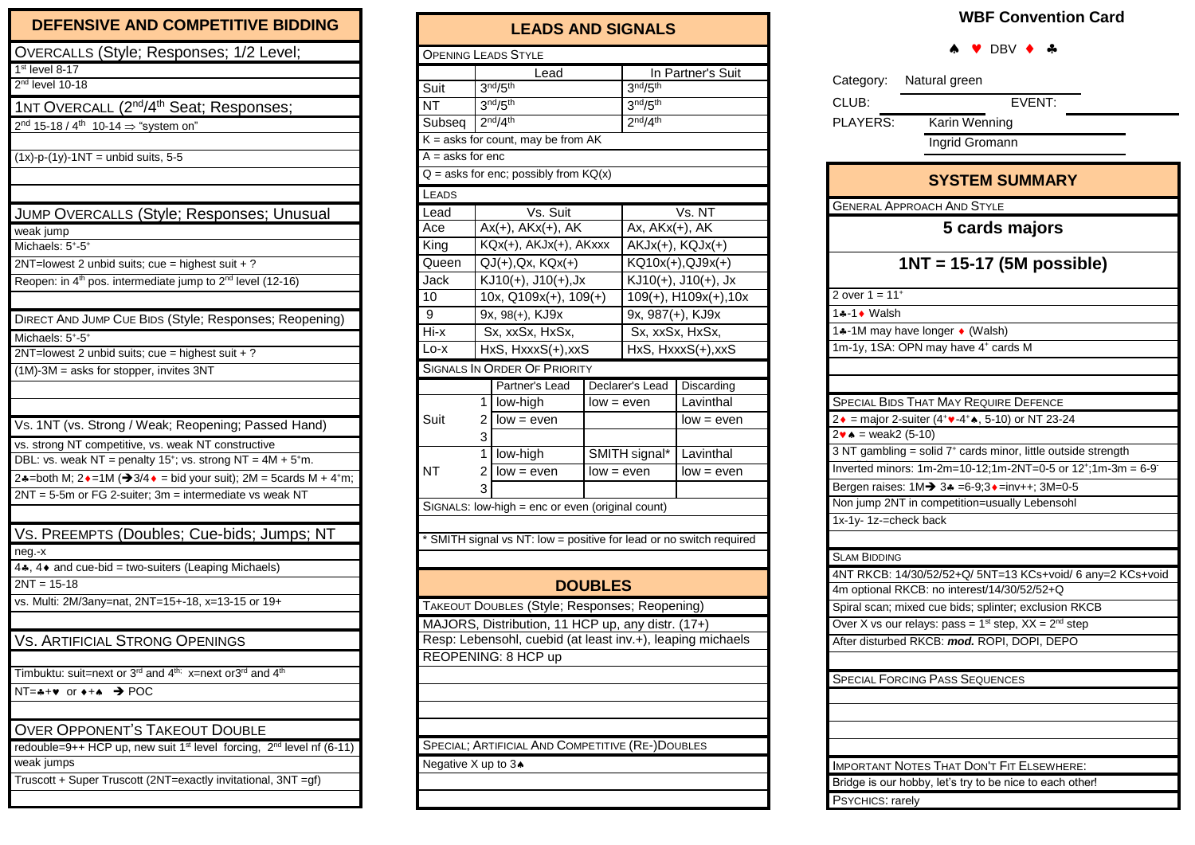## DEFENSIVE AND COMPETITIVE BIDDING

### OVERCALLS (Style; Responses; 1/2 Level;

1st level 8-17

2nd level 10-18

### 1NT OVERCALL (2nd/4th Seat; Responses;

2nd 15-18 / 4th 10-14 ⇒ "system on"

(1x)-p-(1y)-1NT = unbid suits, 5-5

### JUMP OVERCALLS (Style; Responses; Unusual

weak jump

Michaels: 5+-5+

2NT=lowest 2 unbid suits; cue = highest suit + ?

Reopen: in 4th pos. intermediate jump to 2nd level (12-16)

### DIRECT AND JUMP CUE BIDS (Style; Responses; Reopening)

Michaels: 5+-5+

2NT=lowest 2 unbid suits; cue = highest suit + ?

(1M)-3M = asks for stopper, invites 3NT

### Vs. 1NT (vs. Strong / Weak; Reopening; Passed Hand)

vs. strong NT competitive, vs. weak NT constructive

DBL: vs. weak NT = penalty 15+; vs. strong NT = 4M + 5+m.

2♣=both M; 2♦=1M (➔3/4♦ = bid your suit); 2M = 5cards M + 4+m;

2NT = 5-5m or FG 2-suiter; 3m = intermediate vs weak NT

### VS. PREEMPTS (Doubles; Cue-bids; Jumps; NT

neg.-x

4♣, 4♦ and cue-bid = two-suiters (Leaping Michaels)

2NT = 15-18

vs. Multi: 2M/3any=nat, 2NT=15+-18, x=13-15 or 19+

### VS. ARTIFICIAL STRONG OPENINGS

Timbuktu: suit=next or 3rd and 4th: x=next or3rd and 4th

NT=♣+♥ or ♦+♠ ➔ POC

### OVER OPPONENT'S TAKEOUT DOUBLE

redouble=9++ HCP up, new suit 1st level forcing, 2nd level nf (6-11)

weak jumps

Truscott + Super Truscott (2NT=exactly invitational, 3NT =gf)

## LEADS AND SIGNALS

### OPENING LEADS STYLE

| | Lead | In Partner's Suit |
|---|---|---|
| Suit | 3rd/5th | 3rd/5th |
| NT | 3rd/5th | 3rd/5th |
| Subseq | 2nd/4th | 2nd/4th |

K = asks for count, may be from AK

A = asks for enc

Q = asks for enc; possibly from KQ(x)

### LEADS

| Lead | Vs. Suit | Vs. NT |
|---|---|---|
| Ace | Ax(+), AKx(+), AK | Ax, AKx(+), AK |
| King | KQx(+), AKJx(+), AKxxx | AKJx(+), KQJx(+) |
| Queen | QJ(+),Qx, KQx(+) | KQ10x(+),QJ9x(+) |
| Jack | KJ10(+), J10(+),Jx | KJ10(+), J10(+), Jx |
| 10 | 10x, Q109x(+), 109(+) | 109(+), H109x(+),10x |
| 9 | 9x, 98(+), KJ9x | 9x, 987(+), KJ9x |
| Hi-x | Sx, xxSx, HxSx, | Sx, xxSx, HxSx, |
| Lo-x | HxS, HxxxS(+),xxS | HxS, HxxxS(+),xxS |

### SIGNALS IN ORDER OF PRIORITY

| | | Partner's Lead | Declarer's Lead | Discarding |
|---|---|---|---|---|
| Suit | 1 | low-high | low = even | Lavinthal |
| | 2 | low = even | | low = even |
| | 3 | | | |
| NT | 1 | low-high | SMITH signal* | Lavinthal |
| | 2 | low = even | low = even | low = even |
| | 3 | | | |

SIGNALS: low-high = enc or even (original count)

* SMITH signal vs NT: low = positive for lead or no switch required

## DOUBLES

### TAKEOUT DOUBLES (Style; Responses; Reopening)

MAJORS, Distribution, 11 HCP up, any distr. (17+)

Resp: Lebensohl, cuebid (at least inv.+), leaping michaels

REOPENING: 8 HCP up

### SPECIAL, ARTIFICIAL AND COMPETITIVE (RE-)DOUBLES

Negative X up to 3♠

## WBF Convention Card

♠ ♥ DBV ♦ ♣

Category: Natural green

CLUB: EVENT:

PLAYERS: Karin Wenning

Ingrid Gromann

## SYSTEM SUMMARY

### GENERAL APPROACH AND STYLE

**5 cards majors**

**1NT = 15-17 (5M possible)**

2 over 1 = 11+

1♣-1♦ Walsh

1♣-1M may have longer ♦ (Walsh)

1m-1y, 1SA: OPN may have 4+ cards M

### SPECIAL BIDS THAT MAY REQUIRE DEFENCE

2♦ = major 2-suiter (4+♥-4+♠, 5-10) or NT 23-24

2♥♠ = weak2 (5-10)

3 NT gambling = solid 7+ cards minor, little outside strength

Inverted minors: 1m-2m=10-12;1m-2NT=0-5 or 12+;1m-3m = 6-9-

Bergen raises: 1M➔ 3♣ =6-9;3♦=inv++; 3M=0-5

Non jump 2NT in competition=usually Lebensohl

1x-1y- 1z-=check back

### SLAM BIDDING

4NT RKCB: 14/30/52/52+Q/ 5NT=13 KCs+void/ 6 any=2 KCs+void

4m optional RKCB: no interest/14/30/52/52+Q

Spiral scan; mixed cue bids; splinter; exclusion RKCB

Over X vs our relays: pass = 1st step, XX = 2nd step

After disturbed RKCB: ***mod.*** ROPI, DOPI, DEPO

### SPECIAL FORCING PASS SEQUENCES

### IMPORTANT NOTES THAT DON'T FIT ELSEWHERE:

Bridge is our hobby, let's try to be nice to each other!

PSYCHICS: rarely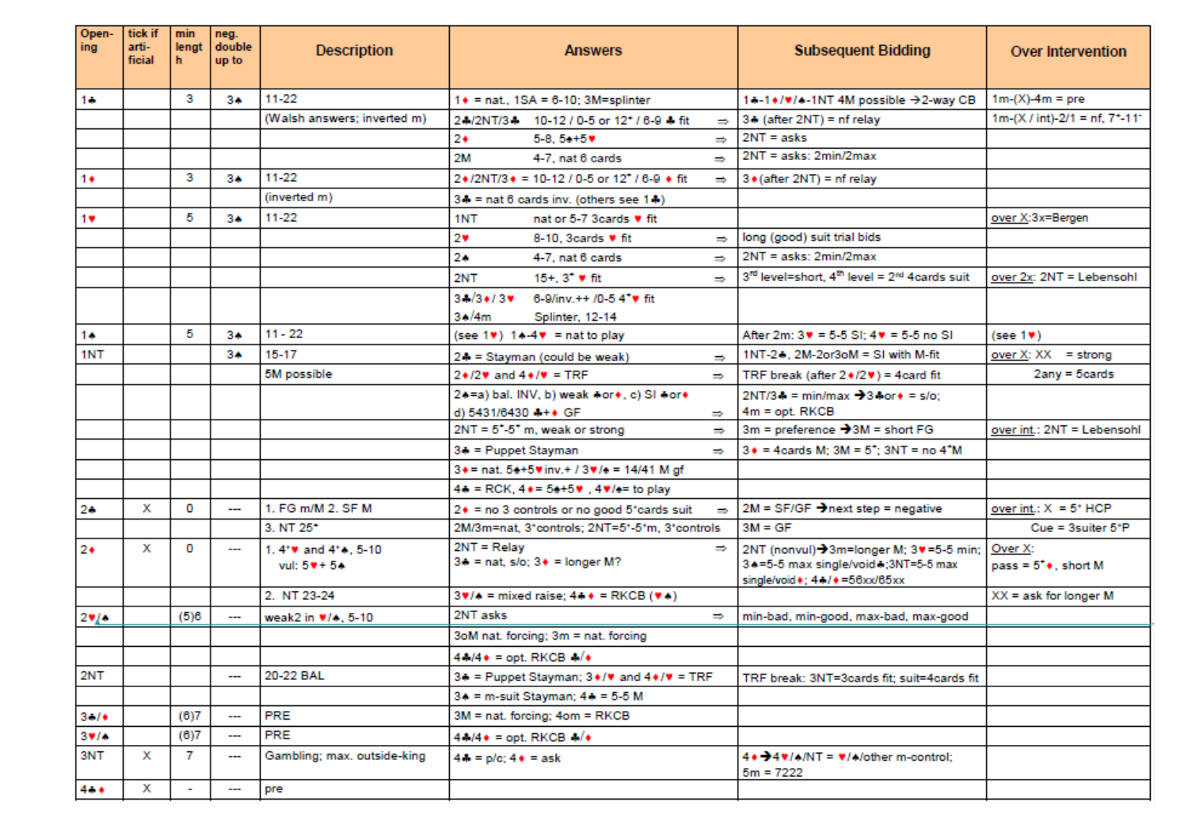| Opening | tick if artificial | min length | neg. double up to | Description | Answers | | Subsequent Bidding | Over Intervention |
|---|---|---|---|---|---|---|---|---|
| 1♣ | | 3 | 3♠ | 11-22 | 1♦ = nat., 1SA = 6-10; 3M=splinter | | 1♣-1♦/♥/♠-1NT 4M possible → 2-way CB | 1m-(X)-4m = pre |
| | | | | (Walsh answers; inverted m) | 2♣/2NT/3♣ 10-12 / 0-5 or 12⁺ / 6-9 ♣ fit | ⇒ | 3♣ (after 2NT) = nf relay | 1m-(X / int)-2/1 = nf, 7⁺-11⁻ |
| | | | | | 2♦ 5-8, 5♠+5♥ | ⇒ | 2NT = asks | |
| | | | | | 2M 4-7, nat 6 cards | ⇒ | 2NT = asks: 2min/2max | |
| 1♦ | | 3 | 3♠ | 11-22 | 2♦/2NT/3♦ = 10-12 / 0-5 or 12⁺ / 6-9 ♦ fit | ⇒ | 3♦(after 2NT) = nf relay | |
| | | | | (inverted m) | 3♣ = nat 6 cards inv. (others see 1♣) | | | |
| 1♥ | | 5 | 3♠ | 11-22 | 1NT nat or 5-7 3cards ♥ fit | | | over X: 3x=Bergen |
| | | | | | 2♥ 8-10, 3cards ♥ fit | ⇒ | long (good) suit trial bids | |
| | | | | | 2♠ 4-7, nat 6 cards | ⇒ | 2NT = asks: 2min/2max | |
| | | | | | 2NT 15+, 3⁺ ♥ fit | ⇒ | 3rd level=short, 4th level = 2nd 4cards suit | over 2x: 2NT = Lebensohl |
| | | | | | 3♣/3♦/3♥ 6-9/inv.++ /0-5 4⁺♥ fit<br>3♠/4m Splinter, 12-14 | | | |
| 1♠ | | 5 | 3♠ | 11 - 22 | (see 1♥) 1♠-4♥ = nat to play | | After 2m: 3♥ = 5-5 Sl; 4♥ = 5-5 no Sl | (see 1♥) |
| 1NT | | | 3♠ | 15-17 | 2♣ = Stayman (could be weak) | ⇒ | 1NT-2♣, 2M-2or3oM = SI with M-fit | over X: XX = strong |
| | | | | 5M possible | 2♦/2♥ and 4♦/♥ = TRF | ⇒ | TRF break (after 2♦/2♥) = 4card fit | 2any = 5cards |
| | | | | | 2♠=a) bal. INV, b) weak ♣or♦, c) SI ♣or♦<br>d) 5431/6430 ♣+♦ GF | ⇒ | 2NT/3♣ = min/max → 3♣or♦ = s/o;<br>4m = opt. RKCB | |
| | | | | | 2NT = 5⁺-5⁺ m, weak or strong | ⇒ | 3m = preference → 3M = short FG | over int.: 2NT = Lebensohl |
| | | | | | 3♣ = Puppet Stayman | ⇒ | 3♦ = 4cards M; 3M = 5⁺; 3NT = no 4⁺M | |
| | | | | | 3♦= nat. 5♠+5♥ inv.+ / 3♥/♠ = 14/41 M gf | | | |
| | | | | | 4♣ = RCK, 4♦= 5♠+5♥ , 4♥/♠= to play | | | |
| 2♣ | X | 0 | --- | 1. FG m/M 2. SF M | 2♦ = no 3 controls or no good 5⁺cards suit | ⇒ | 2M = SF/GF → next step = negative | over int.: X = 5⁺ HCP |
| | | | | 3. NT 25⁺ | 2M/3m=nat, 3⁺controls; 2NT=5⁺-5⁺m, 3⁺controls | | 3M = GF | Cue = 3suiter 5⁺P |
| 2♦ | X | 0 | --- | 1. 4⁺♥ and 4⁺♠, 5-10<br>vul: 5♥ + 5♠ | 2NT = Relay<br>3♣ = nat, s/o; 3♦ = longer M? | ⇒ | 2NT (nonvul) → 3m=longer M; 3♥=5-5 min; 3♠=5-5 max single/void♣;3NT=5-5 max single/void♦; 4♣/♦=56xx/65xx | Over X:<br>pass = 5⁺♦, short M |
| | | | | 2. NT 23-24 | 3♥/♠ = mixed raise; 4♣♦ = RKCB (♥♠) | | | XX = ask for longer M |
| 2♥/♠ | | (5)6 | --- | weak2 in ♥/♠, 5-10 | 2NT asks | ⇒ | min-bad, min-good, max-bad, max-good | |
| | | | | | 3oM nat. forcing; 3m = nat. forcing | | | |
| | | | | | 4♣/4♦ = opt. RKCB ♣/♦ | | | |
| 2NT | | | --- | 20-22 BAL | 3♣ = Puppet Stayman; 3♦/♥ and 4♦/♥ = TRF | | TRF break: 3NT=3cards fit; suit=4cards fit | |
| | | | | | 3♠ = m-suit Stayman; 4♣ = 5-5 M | | | |
| 3♣/♦ | | (6)7 | --- | PRE | 3M = nat. forcing; 4om = RKCB | | | |
| 3♥/♠ | | (6)7 | --- | PRE | 4♣/4♦ = opt. RKCB ♣/♦ | | | |
| 3NT | X | 7 | --- | Gambling; max. outside-king | 4♣ = p/c; 4♦ = ask | | 4♦ → 4♥/♠/NT = ♥/♠/other m-control;<br>5m = 7222 | |
| 4♣♦ | X | - | --- | pre | | | | |